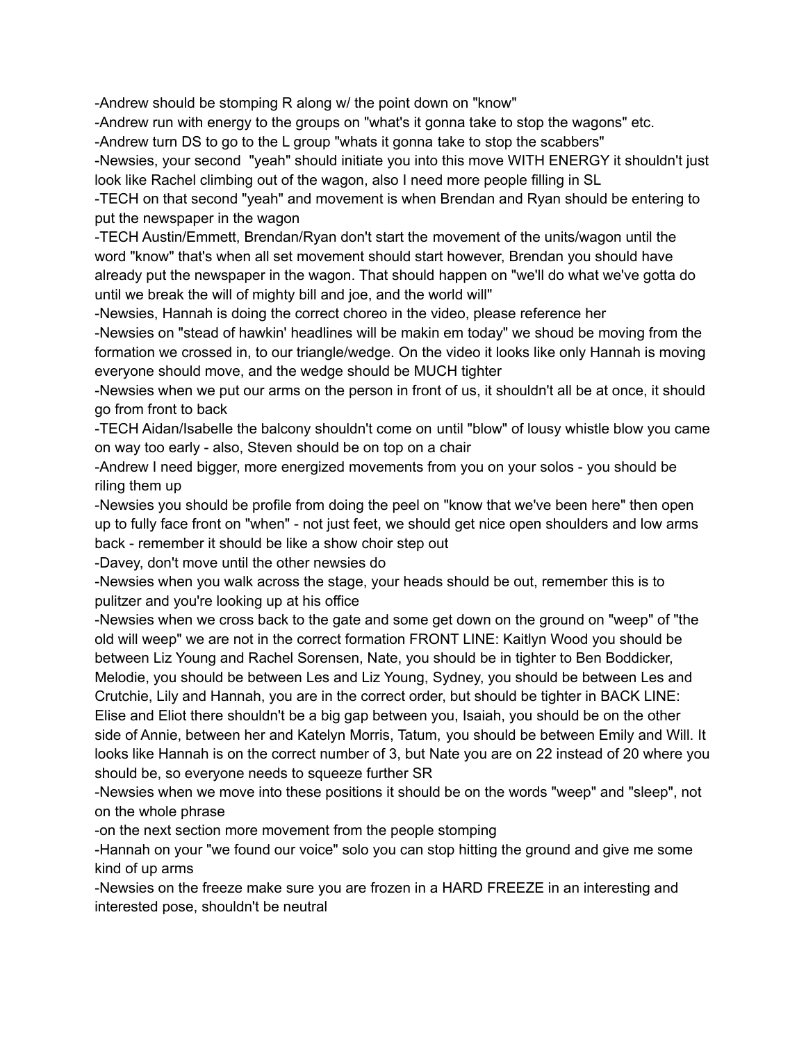-Andrew should be stomping R along w/ the point down on "know"

-Andrew run with energy to the groups on "what's it gonna take to stop the wagons" etc.

-Andrew turn DS to go to the L group "whats it gonna take to stop the scabbers"

-Newsies, your second "yeah" should initiate you into this move WITH ENERGY it shouldn't just look like Rachel climbing out of the wagon, also I need more people filling in SL

-TECH on that second "yeah" and movement is when Brendan and Ryan should be entering to put the newspaper in the wagon

-TECH Austin/Emmett, Brendan/Ryan don't start the movement of the units/wagon until the word "know" that's when all set movement should start however, Brendan you should have already put the newspaper in the wagon. That should happen on "we'll do what we've gotta do until we break the will of mighty bill and joe, and the world will"

-Newsies, Hannah is doing the correct choreo in the video, please reference her

-Newsies on "stead of hawkin' headlines will be makin em today" we shoud be moving from the formation we crossed in, to our triangle/wedge. On the video it looks like only Hannah is moving everyone should move, and the wedge should be MUCH tighter

-Newsies when we put our arms on the person in front of us, it shouldn't all be at once, it should go from front to back

-TECH Aidan/Isabelle the balcony shouldn't come on until "blow" of lousy whistle blow you came on way too early - also, Steven should be on top on a chair

-Andrew I need bigger, more energized movements from you on your solos - you should be riling them up

-Newsies you should be profile from doing the peel on "know that we've been here" then open up to fully face front on "when" - not just feet, we should get nice open shoulders and low arms back - remember it should be like a show choir step out

-Davey, don't move until the other newsies do

-Newsies when you walk across the stage, your heads should be out, remember this is to pulitzer and you're looking up at his office

-Newsies when we cross back to the gate and some get down on the ground on "weep" of "the old will weep" we are not in the correct formation FRONT LINE: Kaitlyn Wood you should be between Liz Young and Rachel Sorensen, Nate, you should be in tighter to Ben Boddicker, Melodie, you should be between Les and Liz Young, Sydney, you should be between Les and Crutchie, Lily and Hannah, you are in the correct order, but should be tighter in BACK LINE: Elise and Eliot there shouldn't be a big gap between you, Isaiah, you should be on the other side of Annie, between her and Katelyn Morris, Tatum, you should be between Emily and Will. It looks like Hannah is on the correct number of 3, but Nate you are on 22 instead of 20 where you should be, so everyone needs to squeeze further SR

-Newsies when we move into these positions it should be on the words "weep" and "sleep", not on the whole phrase

-on the next section more movement from the people stomping

-Hannah on your "we found our voice" solo you can stop hitting the ground and give me some kind of up arms

-Newsies on the freeze make sure you are frozen in a HARD FREEZE in an interesting and interested pose, shouldn't be neutral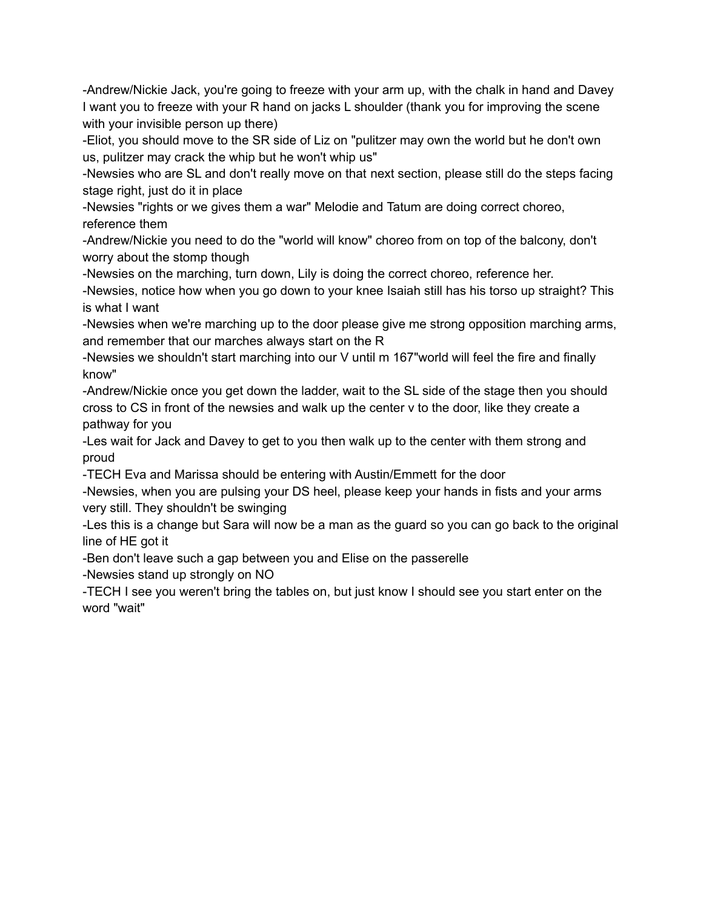-Andrew/Nickie Jack, you're going to freeze with your arm up, with the chalk in hand and Davey I want you to freeze with your R hand on jacks L shoulder (thank you for improving the scene with your invisible person up there)

-Eliot, you should move to the SR side of Liz on "pulitzer may own the world but he don't own us, pulitzer may crack the whip but he won't whip us"

-Newsies who are SL and don't really move on that next section, please still do the steps facing stage right, just do it in place

-Newsies "rights or we gives them a war" Melodie and Tatum are doing correct choreo, reference them

-Andrew/Nickie you need to do the "world will know" choreo from on top of the balcony, don't worry about the stomp though

-Newsies on the marching, turn down, Lily is doing the correct choreo, reference her.

-Newsies, notice how when you go down to your knee Isaiah still has his torso up straight? This is what I want

-Newsies when we're marching up to the door please give me strong opposition marching arms, and remember that our marches always start on the R

-Newsies we shouldn't start marching into our V until m 167"world will feel the fire and finally know"

-Andrew/Nickie once you get down the ladder, wait to the SL side of the stage then you should cross to CS in front of the newsies and walk up the center v to the door, like they create a pathway for you

-Les wait for Jack and Davey to get to you then walk up to the center with them strong and proud

-TECH Eva and Marissa should be entering with Austin/Emmett for the door

-Newsies, when you are pulsing your DS heel, please keep your hands in fists and your arms very still. They shouldn't be swinging

-Les this is a change but Sara will now be a man as the guard so you can go back to the original line of HE got it

-Ben don't leave such a gap between you and Elise on the passerelle

-Newsies stand up strongly on NO

-TECH I see you weren't bring the tables on, but just know I should see you start enter on the word "wait"